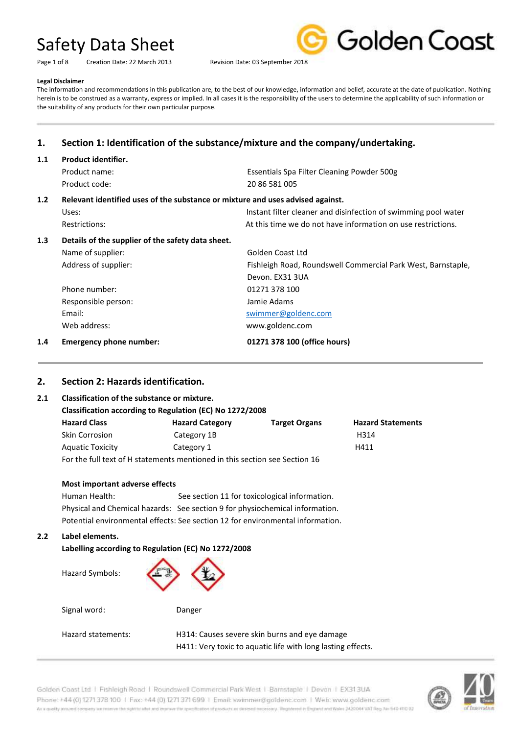# Safety Data Sheet

Creation Date: 22 March 2013    Revision Date: 03 September 2018

**Legal Disclaimer**

The information and recommendations in this publication are, to the best of our knowledge, information and belief, accurate at the date of publication. Nothing herein is to be construed as a warranty, express or implied. In all cases it is the responsibility of the users to determine the applicability of such information or the suitability of any products for their own particular purpose.

## 1. Section 1: Identification of the substance/mixture and the company/undertaking.

### 1.1 Product identifier.

| | |
|---|---|
| Product name: | Essentials Spa Filter Cleaning Powder 500g |
| Product code: | 20 86 581 005 |

### 1.2 Relevant identified uses of the substance or mixture and uses advised against.

| | |
|---|---|
| Uses: | Instant filter cleaner and disinfection of swimming pool water |
| Restrictions: | At this time we do not have information on use restrictions. |

### 1.3 Details of the supplier of the safety data sheet.

| | |
|---|---|
| Name of supplier: | Golden Coast Ltd |
| Address of supplier: | Fishleigh Road, Roundswell Commercial Park West, Barnstaple, Devon. EX31 3UA |
| Phone number: | 01271 378 100 |
| Responsible person: | Jamie Adams |
| Email: | swimmer@goldenc.com |
| Web address: | www.goldenc.com |

### 1.4 Emergency phone number: **01271 378 100 (office hours)**

## 2. Section 2: Hazards identification.

### 2.1 Classification of the substance or mixture.

**Classification according to Regulation (EC) No 1272/2008**

| Hazard Class | Hazard Category | Target Organs | Hazard Statements |
|---|---|---|---|
| Skin Corrosion | Category 1B | | H314 |
| Aquatic Toxicity | Category 1 | | H411 |

For the full text of H statements mentioned in this section see Section 16

**Most important adverse effects**

Human Health: See section 11 for toxicological information.

Physical and Chemical hazards: See section 9 for physiochemical information.

Potential environmental effects: See section 12 for environmental information.

### 2.2 Label elements.

**Labelling according to Regulation (EC) No 1272/2008**

Hazard Symbols:

Signal word: Danger

Hazard statements:

H314: Causes severe skin burns and eye damage

H411: Very toxic to aquatic life with long lasting effects.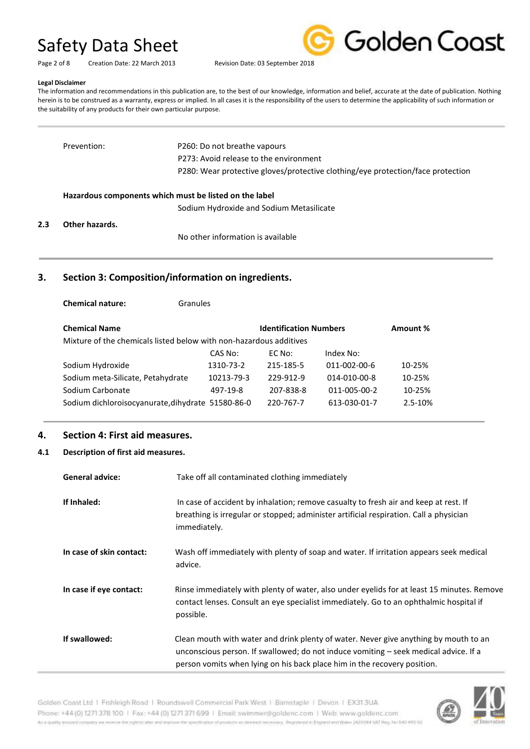**Legal Disclaimer**

The information and recommendations in this publication are, to the best of our knowledge, information and belief, accurate at the date of publication. Nothing herein is to be construed as a warranty, express or implied. In all cases it is the responsibility of the users to determine the applicability of such information or the suitability of any products for their own particular purpose.

Prevention:
- P260: Do not breathe vapours
- P273: Avoid release to the environment
- P280: Wear protective gloves/protective clothing/eye protection/face protection

**Hazardous components which must be listed on the label**

Sodium Hydroxide and Sodium Metasilicate

**2.3 Other hazards.**

No other information is available

## 3. Section 3: Composition/information on ingredients.

**Chemical nature:** Granules

| Chemical Name | Identification Numbers | | | Amount % |
|---|---|---|---|---|
| Mixture of the chemicals listed below with non-hazardous additives | | | | |
| | CAS No: | EC No: | Index No: | |
| Sodium Hydroxide | 1310-73-2 | 215-185-5 | 011-002-00-6 | 10-25% |
| Sodium meta-Silicate, Petahydrate | 10213-79-3 | 229-912-9 | 014-010-00-8 | 10-25% |
| Sodium Carbonate | 497-19-8 | 207-838-8 | 011-005-00-2 | 10-25% |
| Sodium dichloroisocyanurate,dihydrate | 51580-86-0 | 220-767-7 | 613-030-01-7 | 2.5-10% |

## 4. Section 4: First aid measures.

### 4.1 Description of first aid measures.

**General advice:** Take off all contaminated clothing immediately

**If Inhaled:** In case of accident by inhalation; remove casualty to fresh air and keep at rest. If breathing is irregular or stopped; administer artificial respiration. Call a physician immediately.

**In case of skin contact:** Wash off immediately with plenty of soap and water. If irritation appears seek medical advice.

**In case if eye contact:** Rinse immediately with plenty of water, also under eyelids for at least 15 minutes. Remove contact lenses. Consult an eye specialist immediately. Go to an ophthalmic hospital if possible.

**If swallowed:** Clean mouth with water and drink plenty of water. Never give anything by mouth to an unconscious person. If swallowed; do not induce vomiting – seek medical advice. If a person vomits when lying on his back place him in the recovery position.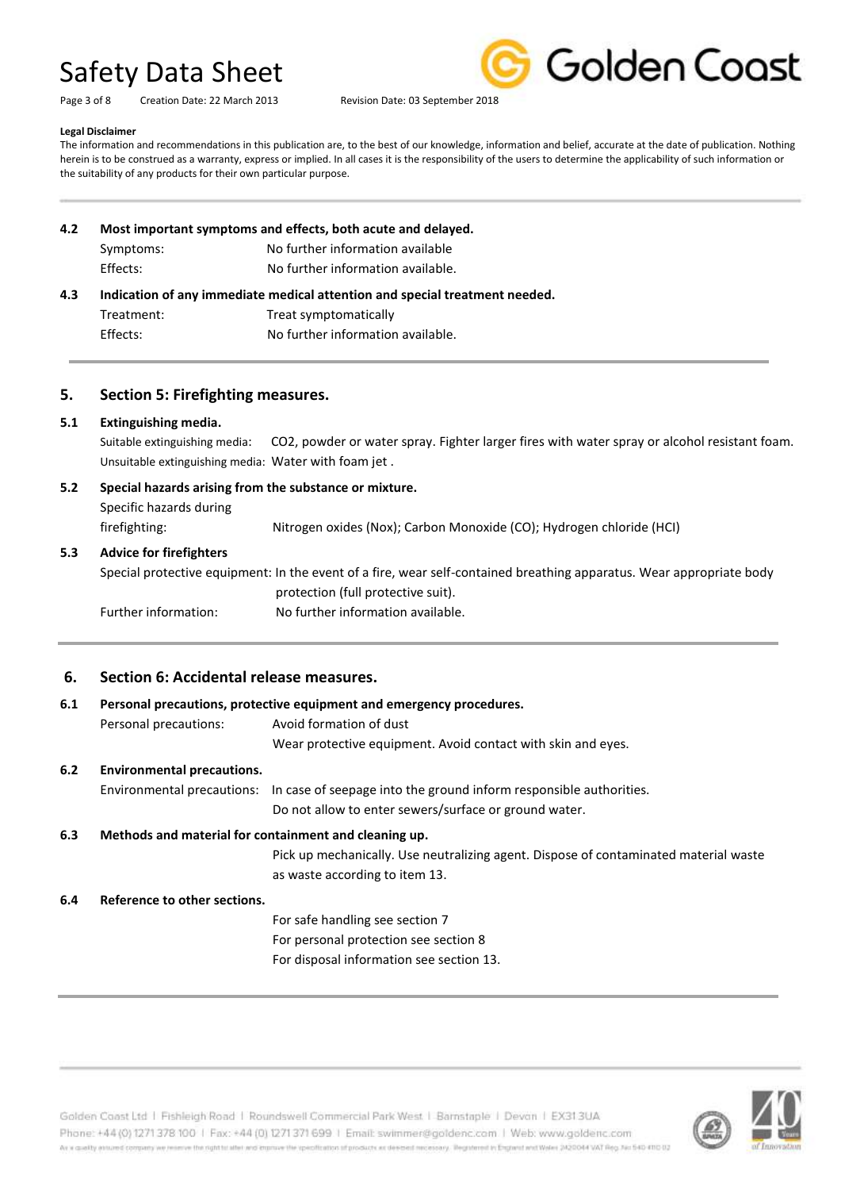**Legal Disclaimer**

The information and recommendations in this publication are, to the best of our knowledge, information and belief, accurate at the date of publication. Nothing herein is to be construed as a warranty, express or implied. In all cases it is the responsibility of the users to determine the applicability of such information or the suitability of any products for their own particular purpose.

### 4.2 Most important symptoms and effects, both acute and delayed.

| | |
|---|---|
| Symptoms: | No further information available |
| Effects: | No further information available. |

### 4.3 Indication of any immediate medical attention and special treatment needed.

| | |
|---|---|
| Treatment: | Treat symptomatically |
| Effects: | No further information available. |

## 5. Section 5: Firefighting measures.

### 5.1 Extinguishing media.

Suitable extinguishing media: $CO_2$, powder or water spray. Fighter larger fires with water spray or alcohol resistant foam.

Unsuitable extinguishing media: Water with foam jet .

### 5.2 Special hazards arising from the substance or mixture.

Specific hazards during firefighting: Nitrogen oxides (Nox); Carbon Monoxide (CO); Hydrogen chloride (HCl)

### 5.3 Advice for firefighters

Special protective equipment: In the event of a fire, wear self-contained breathing apparatus. Wear appropriate body protection (full protective suit).

Further information: No further information available.

## 6. Section 6: Accidental release measures.

### 6.1 Personal precautions, protective equipment and emergency procedures.

Personal precautions: Avoid formation of dust

Wear protective equipment. Avoid contact with skin and eyes.

### 6.2 Environmental precautions.

Environmental precautions: In case of seepage into the ground inform responsible authorities.

Do not allow to enter sewers/surface or ground water.

### 6.3 Methods and material for containment and cleaning up.

Pick up mechanically. Use neutralizing agent. Dispose of contaminated material waste as waste according to item 13.

### 6.4 Reference to other sections.

For safe handling see section 7

For personal protection see section 8

For disposal information see section 13.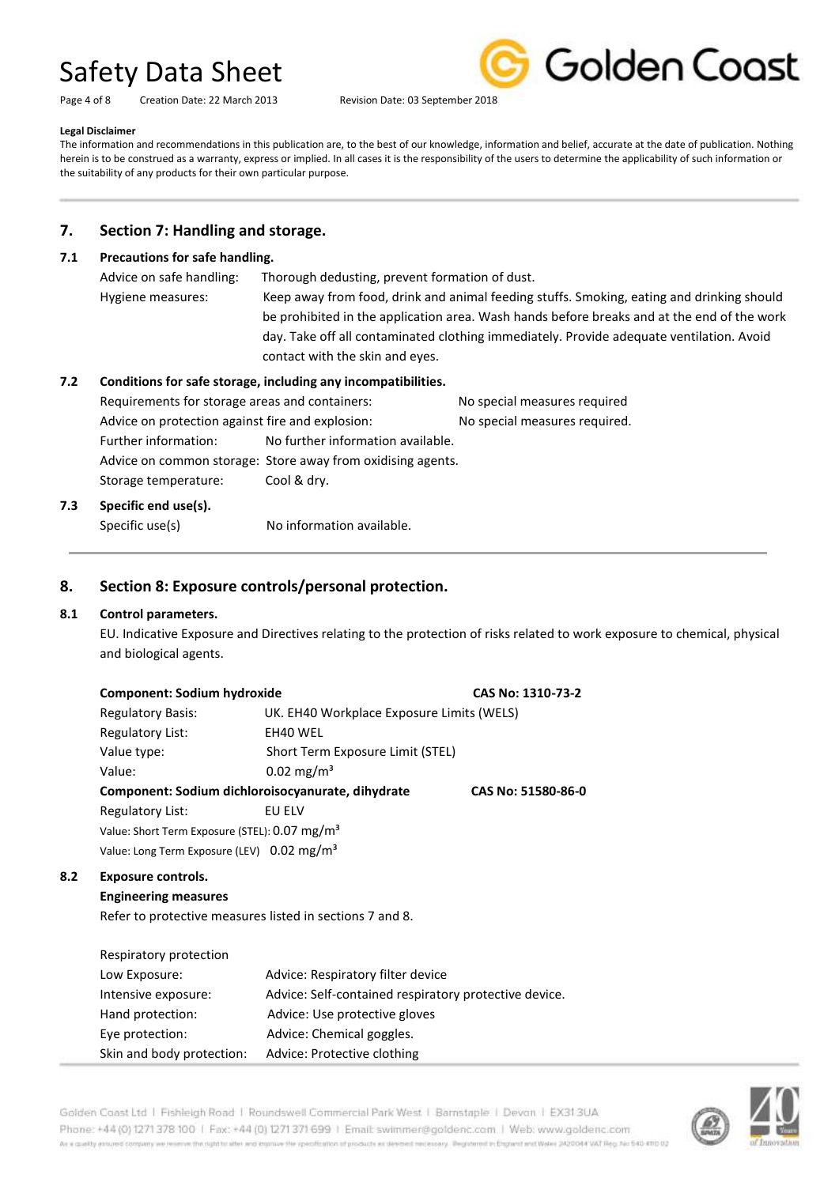**Legal Disclaimer**

The information and recommendations in this publication are, to the best of our knowledge, information and belief, accurate at the date of publication. Nothing herein is to be construed as a warranty, express or implied. In all cases it is the responsibility of the users to determine the applicability of such information or the suitability of any products for their own particular purpose.

## 7. Section 7: Handling and storage.

### 7.1 Precautions for safe handling.

Advice on safe handling: Thorough dedusting, prevent formation of dust.

Hygiene measures: Keep away from food, drink and animal feeding stuffs. Smoking, eating and drinking should be prohibited in the application area. Wash hands before breaks and at the end of the work day. Take off all contaminated clothing immediately. Provide adequate ventilation. Avoid contact with the skin and eyes.

### 7.2 Conditions for safe storage, including any incompatibilities.

Requirements for storage areas and containers: No special measures required

Advice on protection against fire and explosion: No special measures required.

Further information: No further information available.

Advice on common storage: Store away from oxidising agents.

Storage temperature: Cool & dry.

### 7.3 Specific end use(s).

Specific use(s) No information available.

## 8. Section 8: Exposure controls/personal protection.

### 8.1 Control parameters.

EU. Indicative Exposure and Directives relating to the protection of risks related to work exposure to chemical, physical and biological agents.

**Component: Sodium hydroxide** **CAS No: 1310-73-2**

Regulatory Basis: UK. EH40 Workplace Exposure Limits (WELS)

Regulatory List: EH40 WEL

Value type: Short Term Exposure Limit (STEL)

Value: 0.02 mg/m³

**Component: Sodium dichloroisocyanurate, dihydrate** **CAS No: 51580-86-0**

Regulatory List: EU ELV

Value: Short Term Exposure (STEL): 0.07 mg/m³

Value: Long Term Exposure (LEV) 0.02 mg/m³

### 8.2 Exposure controls.

**Engineering measures**

Refer to protective measures listed in sections 7 and 8.

Respiratory protection

Low Exposure: Advice: Respiratory filter device

Intensive exposure: Advice: Self-contained respiratory protective device.

Hand protection: Advice: Use protective gloves

Eye protection: Advice: Chemical goggles.

Skin and body protection: Advice: Protective clothing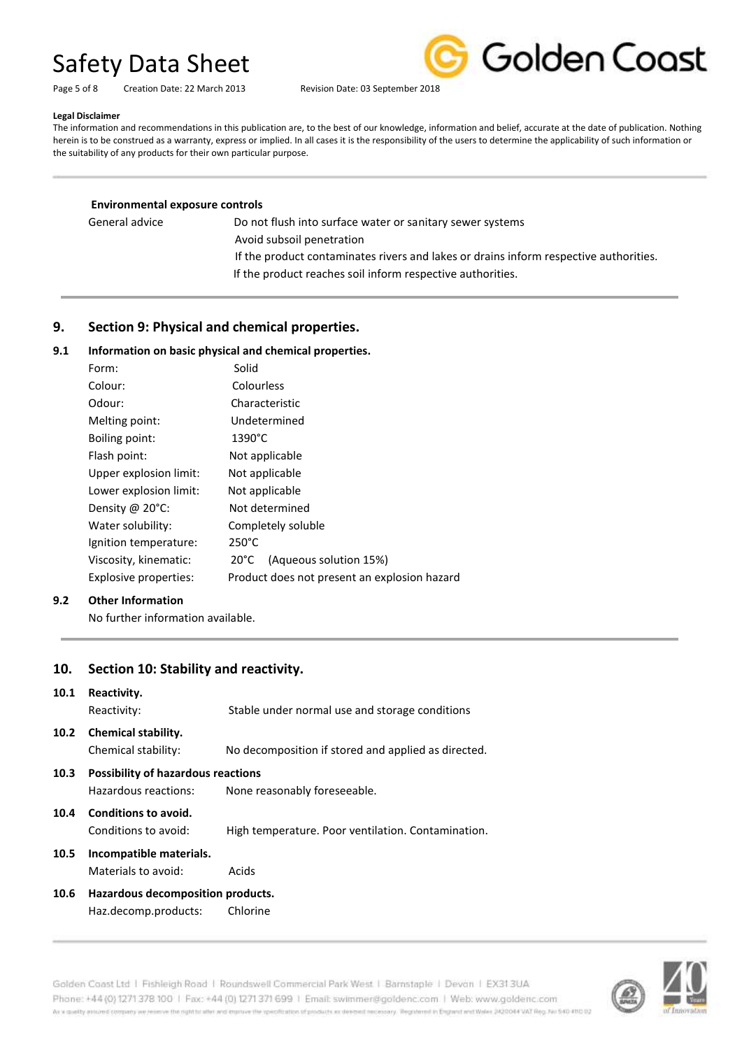**Legal Disclaimer**

The information and recommendations in this publication are, to the best of our knowledge, information and belief, accurate at the date of publication. Nothing herein is to be construed as a warranty, express or implied. In all cases it is the responsibility of the users to determine the applicability of such information or the suitability of any products for their own particular purpose.

**Environmental exposure controls**

| | |
|---|---|
| General advice | Do not flush into surface water or sanitary sewer systems |
| | Avoid subsoil penetration |
| | If the product contaminates rivers and lakes or drains inform respective authorities. |
| | If the product reaches soil inform respective authorities. |

## 9. Section 9: Physical and chemical properties.

### 9.1 Information on basic physical and chemical properties.

| | |
|---|---|
| Form: | Solid |
| Colour: | Colourless |
| Odour: | Characteristic |
| Melting point: | Undetermined |
| Boiling point: | 1390°C |
| Flash point: | Not applicable |
| Upper explosion limit: | Not applicable |
| Lower explosion limit: | Not applicable |
| Density @ 20°C: | Not determined |
| Water solubility: | Completely soluble |
| Ignition temperature: | 250°C |
| Viscosity, kinematic: | 20°C (Aqueous solution 15%) |
| Explosive properties: | Product does not present an explosion hazard |

### 9.2 Other Information

No further information available.

## 10. Section 10: Stability and reactivity.

### 10.1 Reactivity.

Reactivity: Stable under normal use and storage conditions

### 10.2 Chemical stability.

Chemical stability: No decomposition if stored and applied as directed.

### 10.3 Possibility of hazardous reactions

Hazardous reactions: None reasonably foreseeable.

### 10.4 Conditions to avoid.

Conditions to avoid: High temperature. Poor ventilation. Contamination.

### 10.5 Incompatible materials.

Materials to avoid: Acids

### 10.6 Hazardous decomposition products.

Haz.decomp.products: Chlorine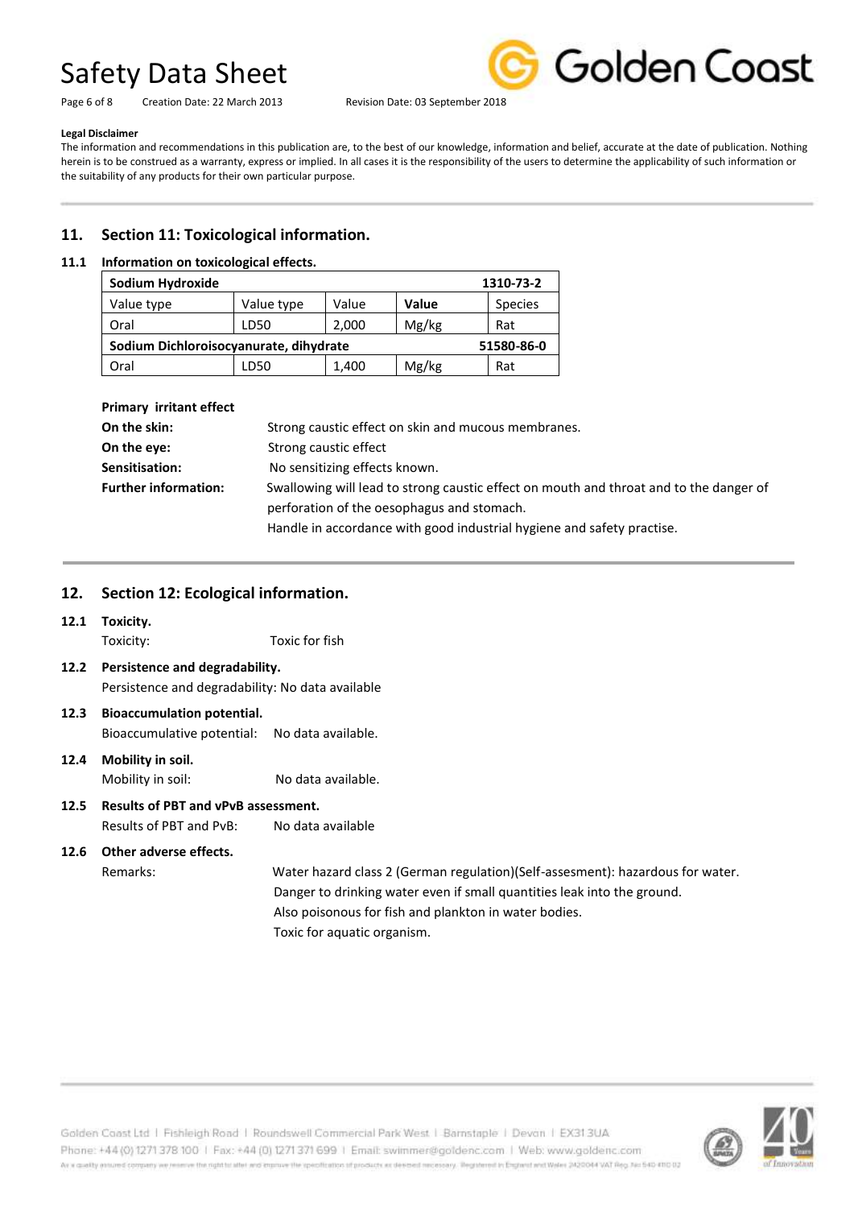**Legal Disclaimer**

The information and recommendations in this publication are, to the best of our knowledge, information and belief, accurate at the date of publication. Nothing herein is to be construed as a warranty, express or implied. In all cases it is the responsibility of the users to determine the applicability of such information or the suitability of any products for their own particular purpose.

## 11. Section 11: Toxicological information.

### 11.1 Information on toxicological effects.

| **Sodium Hydroxide** | | | | **1310-73-2** |
|---|---|---|---|---|
| Value type | Value type | Value | **Value** | Species |
| Oral | LD50 | 2,000 | Mg/kg | Rat |
| **Sodium Dichloroisocyanurate, dihydrate** | | | | **51580-86-0** |
| Oral | LD50 | 1,400 | Mg/kg | Rat |

**Primary irritant effect**

**On the skin:** Strong caustic effect on skin and mucous membranes.

**On the eye:** Strong caustic effect

**Sensitisation:** No sensitizing effects known.

**Further information:** Swallowing will lead to strong caustic effect on mouth and throat and to the danger of perforation of the oesophagus and stomach.
Handle in accordance with good industrial hygiene and safety practise.

## 12. Section 12: Ecological information.

### 12.1 Toxicity.

Toxicity: Toxic for fish

### 12.2 Persistence and degradability.

Persistence and degradability: No data available

### 12.3 Bioaccumulation potential.

Bioaccumulative potential: No data available.

### 12.4 Mobility in soil.

Mobility in soil: No data available.

### 12.5 Results of PBT and vPvB assessment.

Results of PBT and PvB: No data available

### 12.6 Other adverse effects.

Remarks: Water hazard class 2 (German regulation)(Self-assesment): hazardous for water.
Danger to drinking water even if small quantities leak into the ground.
Also poisonous for fish and plankton in water bodies.
Toxic for aquatic organism.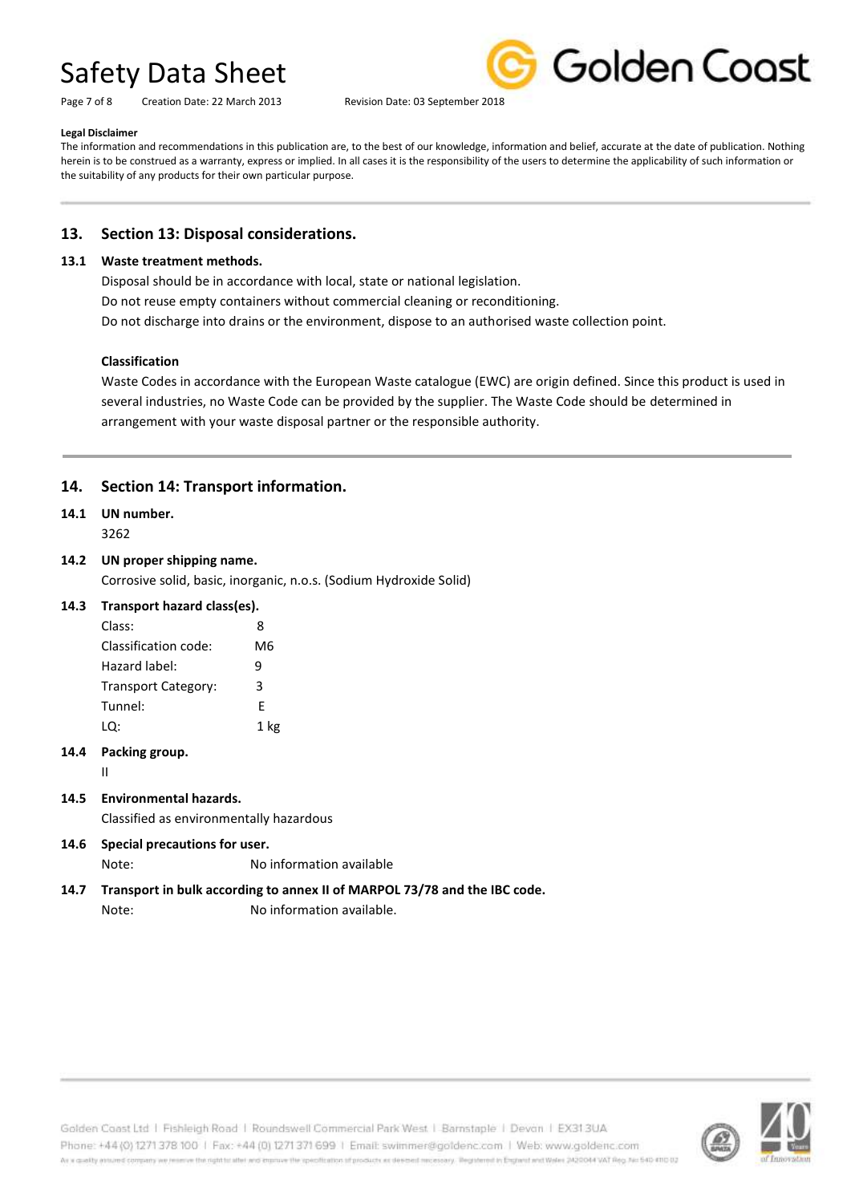**Legal Disclaimer**

The information and recommendations in this publication are, to the best of our knowledge, information and belief, accurate at the date of publication. Nothing herein is to be construed as a warranty, express or implied. In all cases it is the responsibility of the users to determine the applicability of such information or the suitability of any products for their own particular purpose.

## 13. Section 13: Disposal considerations.

### 13.1 Waste treatment methods.

Disposal should be in accordance with local, state or national legislation.

Do not reuse empty containers without commercial cleaning or reconditioning.

Do not discharge into drains or the environment, dispose to an authorised waste collection point.

**Classification**

Waste Codes in accordance with the European Waste catalogue (EWC) are origin defined. Since this product is used in several industries, no Waste Code can be provided by the supplier. The Waste Code should be determined in arrangement with your waste disposal partner or the responsible authority.

## 14. Section 14: Transport information.

### 14.1 UN number.

3262

### 14.2 UN proper shipping name.

Corrosive solid, basic, inorganic, n.o.s. (Sodium Hydroxide Solid)

### 14.3 Transport hazard class(es).

| | |
|---|---|
| Class: | 8 |
| Classification code: | M6 |
| Hazard label: | 9 |
| Transport Category: | 3 |
| Tunnel: | E |
| LQ: | 1 kg |

### 14.4 Packing group.

II

### 14.5 Environmental hazards.

Classified as environmentally hazardous

### 14.6 Special precautions for user.

Note: No information available

### 14.7 Transport in bulk according to annex II of MARPOL 73/78 and the IBC code.

Note: No information available.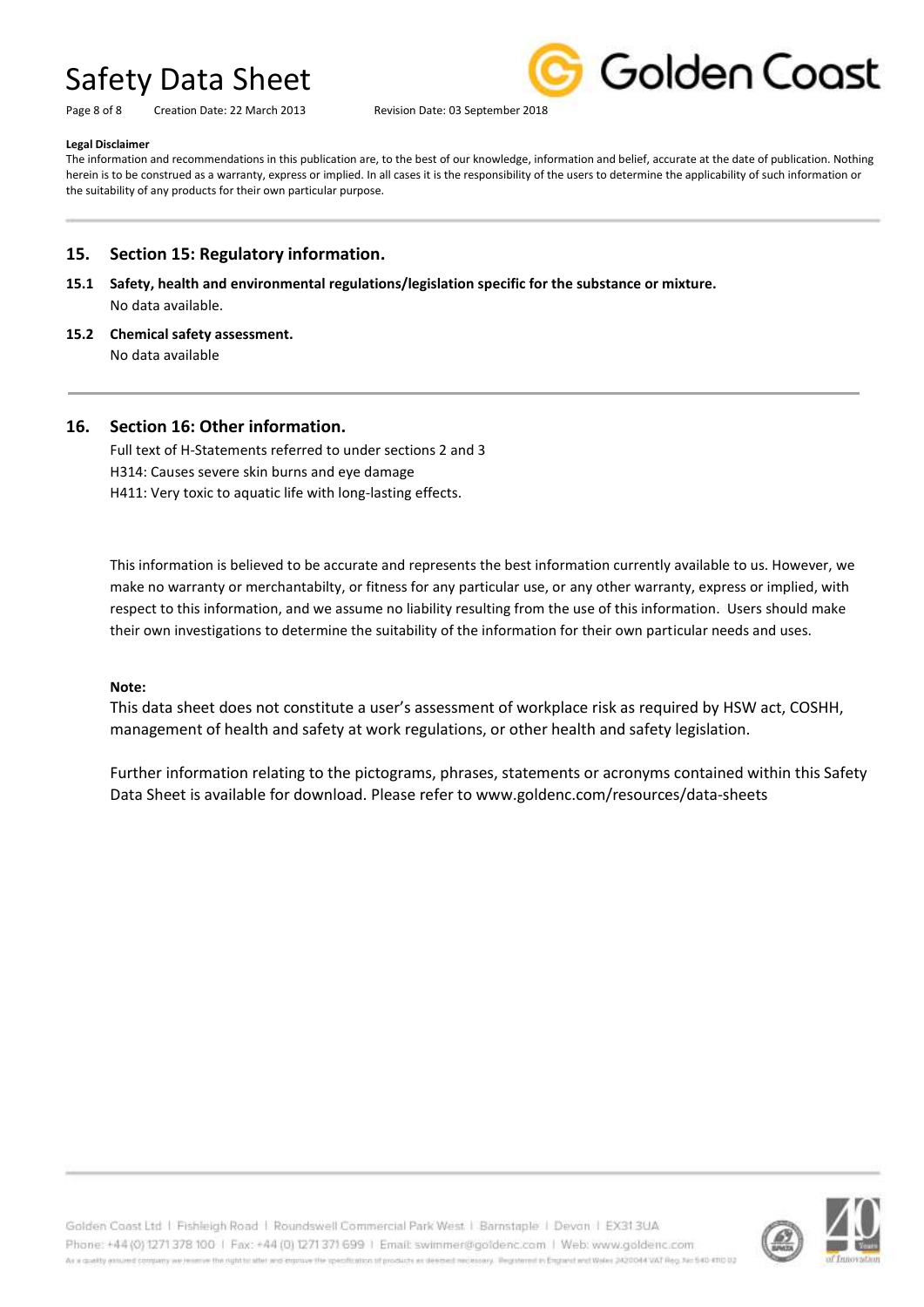**Legal Disclaimer**

The information and recommendations in this publication are, to the best of our knowledge, information and belief, accurate at the date of publication. Nothing herein is to be construed as a warranty, express or implied. In all cases it is the responsibility of the users to determine the applicability of such information or the suitability of any products for their own particular purpose.

## 15. Section 15: Regulatory information.

**15.1 Safety, health and environmental regulations/legislation specific for the substance or mixture.**

No data available.

**15.2 Chemical safety assessment.**

No data available

## 16. Section 16: Other information.

Full text of H-Statements referred to under sections 2 and 3

H314: Causes severe skin burns and eye damage

H411: Very toxic to aquatic life with long-lasting effects.

This information is believed to be accurate and represents the best information currently available to us. However, we make no warranty or merchantabilty, or fitness for any particular use, or any other warranty, express or implied, with respect to this information, and we assume no liability resulting from the use of this information. Users should make their own investigations to determine the suitability of the information for their own particular needs and uses.

**Note:**

This data sheet does not constitute a user's assessment of workplace risk as required by HSW act, COSHH, management of health and safety at work regulations, or other health and safety legislation.

Further information relating to the pictograms, phrases, statements or acronyms contained within this Safety Data Sheet is available for download. Please refer to www.goldenc.com/resources/data-sheets